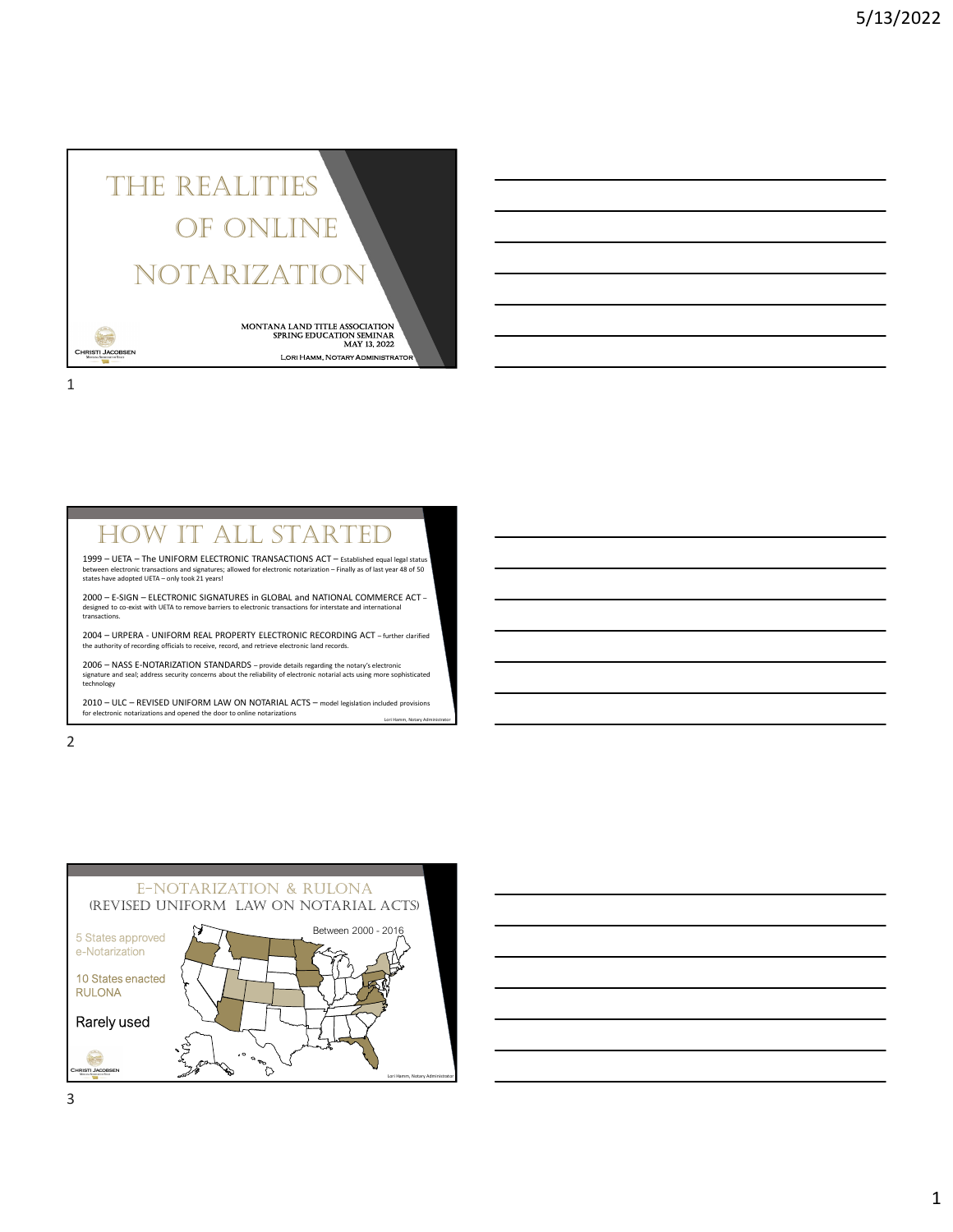# THE REALITIES OF ONLINE NOTARIZATION

MONTANA LAND TITLE ASSOCIATION
SPRING EDUCATION SEMINAR
MAY 13, 2022

LORI HAMM, NOTARY ADMINISTRATOR

CHRISTI JACOBSEN

## HOW IT ALL STARTED

1999 – UETA – The UNIFORM ELECTRONIC TRANSACTIONS ACT – Established equal legal status between electronic transactions and signatures; allowed for electronic notarization – Finally as of last year 48 of 50 states have adopted UETA – only took 21 years!

2000 – E-SIGN – ELECTRONIC SIGNATURES in GLOBAL and NATIONAL COMMERCE ACT – designed to co-exist with UETA to remove barriers to electronic transactions for interstate and international transactions.

2004 – URPERA - UNIFORM REAL PROPERTY ELECTRONIC RECORDING ACT – further clarified the authority of recording officials to receive, record, and retrieve electronic land records.

2006 – NASS E-NOTARIZATION STANDARDS – provide details regarding the notary's electronic signature and seal; address security concerns about the reliability of electronic notarial acts using more sophisticated technology

2010 – ULC – REVISED UNIFORM LAW ON NOTARIAL ACTS – model legislation included provisions for electronic notarizations and opened the door to online notarizations

Lori Hamm, Notary Administrator

## E-NOTARIZATION & RULONA (REVISED UNIFORM LAW ON NOTARIAL ACTS)

5 States approved e-Notarization

10 States enacted RULONA

Rarely used

Between 2000 - 2016

CHRISTI JACOBSEN

Lori Hamm, Notary Administrator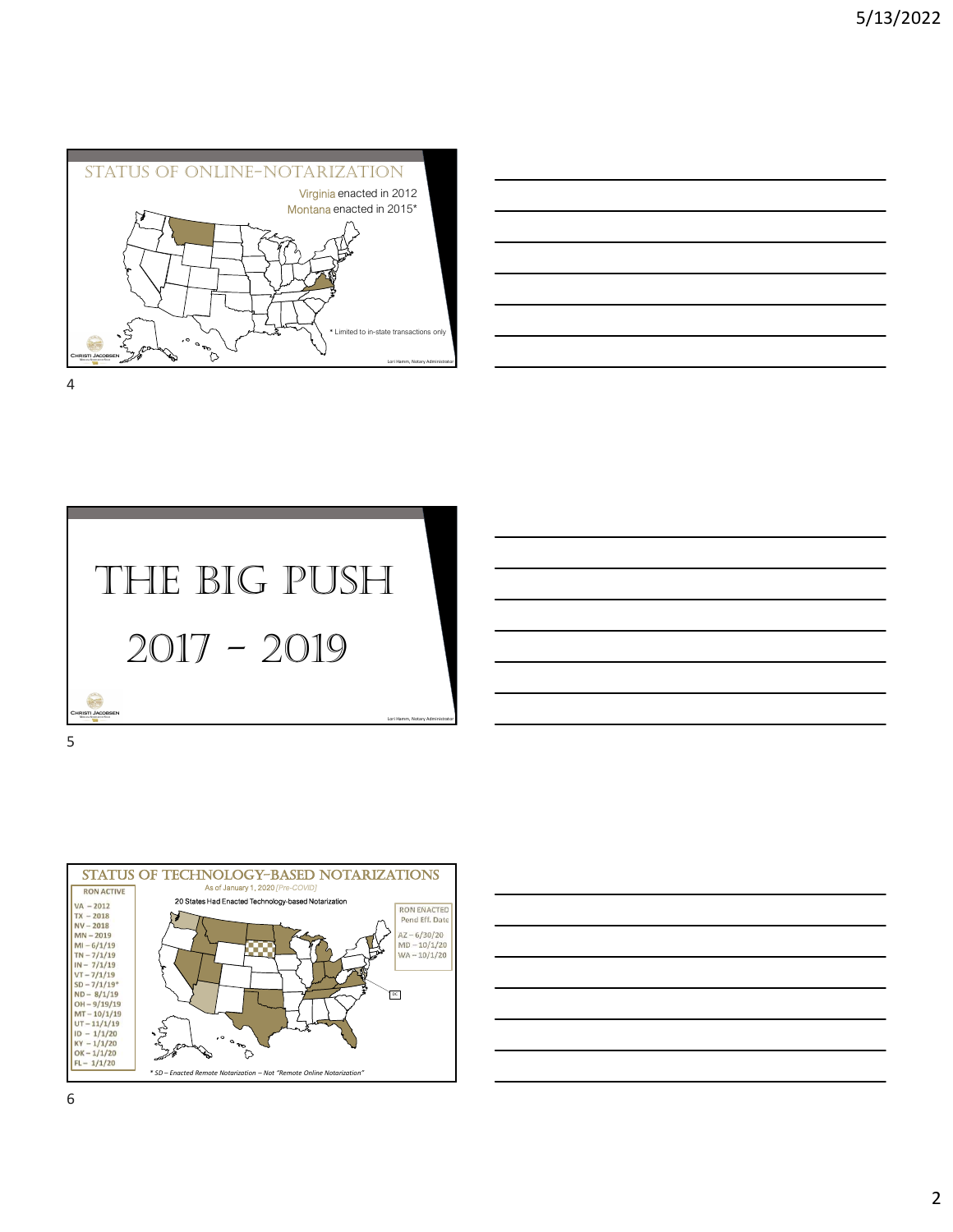## STATUS OF ONLINE-NOTARIZATION

Virginia enacted in 2012

Montana enacted in 2015*

* Limited to in-state transactions only

CHRISTI JACOBSEN

Lori Hamm, Notary Administrator

# THE BIG PUSH

# 2017 – 2019

CHRISTI JACOBSEN

Lori Hamm, Notary Administrator

## STATUS OF TECHNOLOGY-BASED NOTARIZATIONS

As of January 1, 2020 *[Pre-COVID]*

20 States Had Enacted Technology-based Notarization

**RON ACTIVE**

- VA – 2012
- TX – 2018
- NV – 2018
- MN – 2019
- MI – 6/1/19
- TN – 7/1/19
- IN – 7/1/19
- VT – 7/1/19
- SD – 7/1/19*
- ND – 8/1/19
- OH – 9/19/19
- MT – 10/1/19
- UT – 11/1/19
- ID – 1/1/20
- KY – 1/1/20
- OK – 1/1/20
- FL – 1/1/20

**RON ENACTED**
Pend Eff. Date

- AZ – 6/30/20
- MD – 10/1/20
- WA – 10/1/20

DC

*\* SD – Enacted Remote Notarization – Not "Remote Online Notarization"*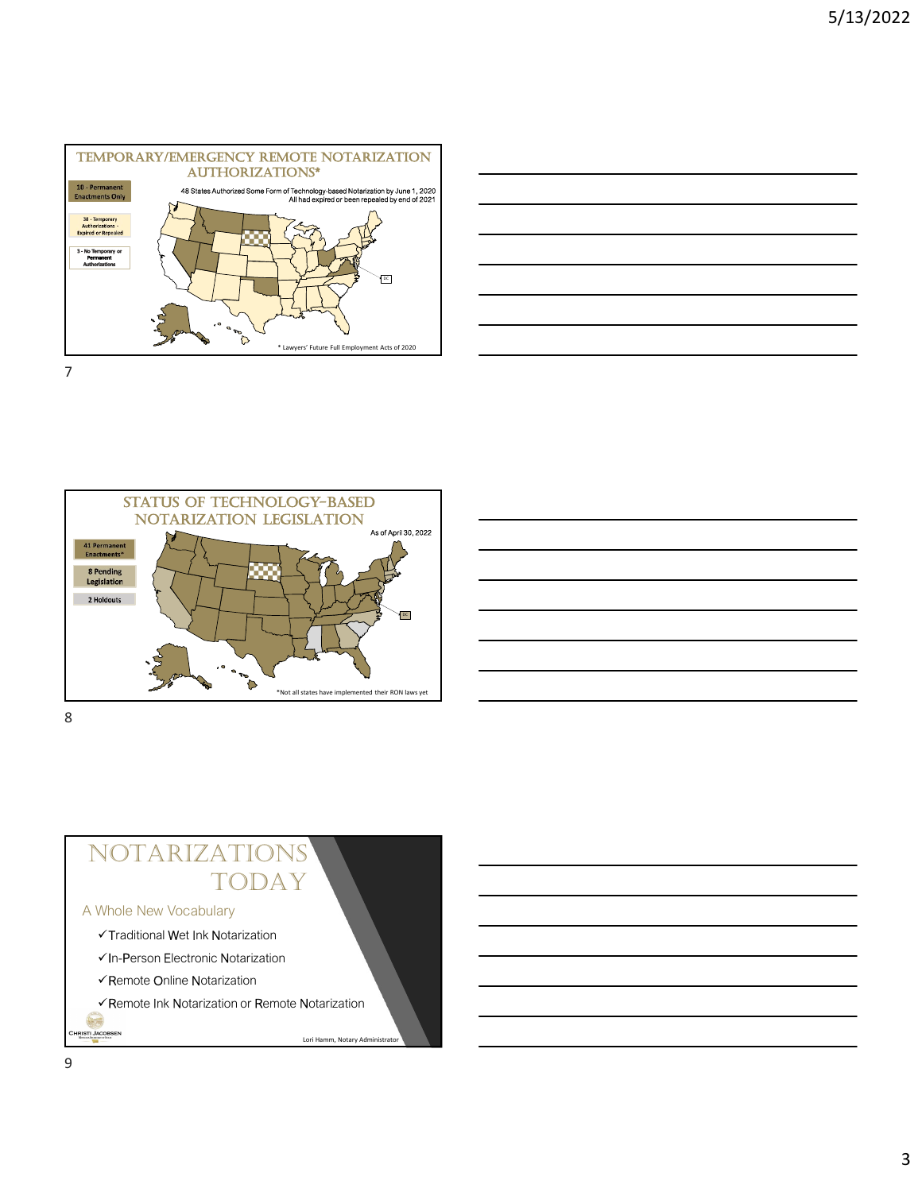## TEMPORARY/EMERGENCY REMOTE NOTARIZATION AUTHORIZATIONS*

10 - Permanent Enactments Only

38 - Temporary Authorizations - Expired or Repealed

3 - No Temporary or Permanent Authorizations

48 States Authorized Some Form of Technology-based Notarization by June 1, 2020
All had expired or been repealed by end of 2021

DC

* Lawyers' Future Full Employment Acts of 2020

7

## STATUS OF TECHNOLOGY-BASED NOTARIZATION LEGISLATION

As of April 30, 2022

41 Permanent Enactments*

8 Pending Legislation

2 Holdouts

DC

*Not all states have implemented their RON laws yet

8

## NOTARIZATIONS TODAY

A Whole New Vocabulary

- ✓Traditional Wet Ink Notarization
- ✓In-Person Electronic Notarization
- ✓Remote Online Notarization
- ✓Remote Ink Notarization or Remote Notarization

Christi Jacobsen

Lori Hamm, Notary Administrator

9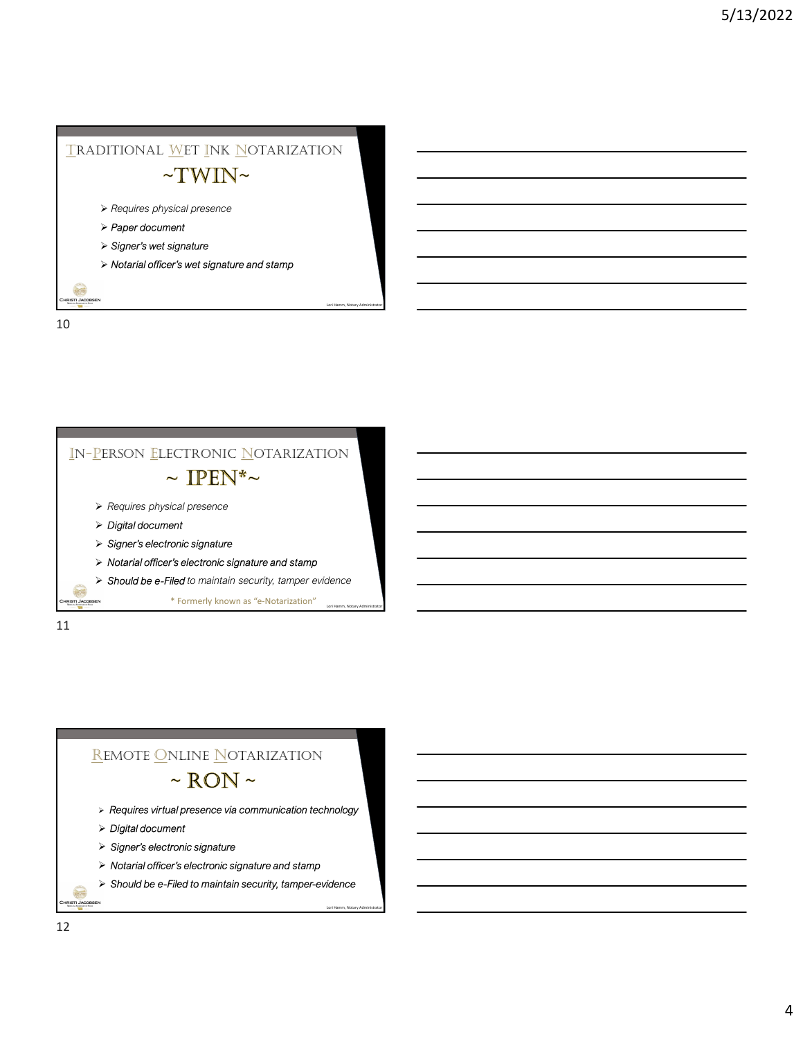## Traditional Wet Ink Notarization

## ~TWIN~

- *Requires physical presence*
- *Paper document*
- *Signer's wet signature*
- *Notarial officer's wet signature and stamp*

Christi Jacobsen

Lori Hamm, Notary Administrator

## In-Person Electronic Notarization

## ~ IPEN*~

- *Requires physical presence*
- *Digital document*
- *Signer's electronic signature*
- *Notarial officer's electronic signature and stamp*
- *Should be e-Filed to maintain security, tamper evidence*

\* Formerly known as "e-Notarization"

Christi Jacobsen

Lori Hamm, Notary Administrator

## Remote Online Notarization

## ~ RON ~

- *Requires virtual presence via communication technology*
- *Digital document*
- *Signer's electronic signature*
- *Notarial officer's electronic signature and stamp*
- *Should be e-Filed to maintain security, tamper-evidence*

Christi Jacobsen

Lori Hamm, Notary Administrator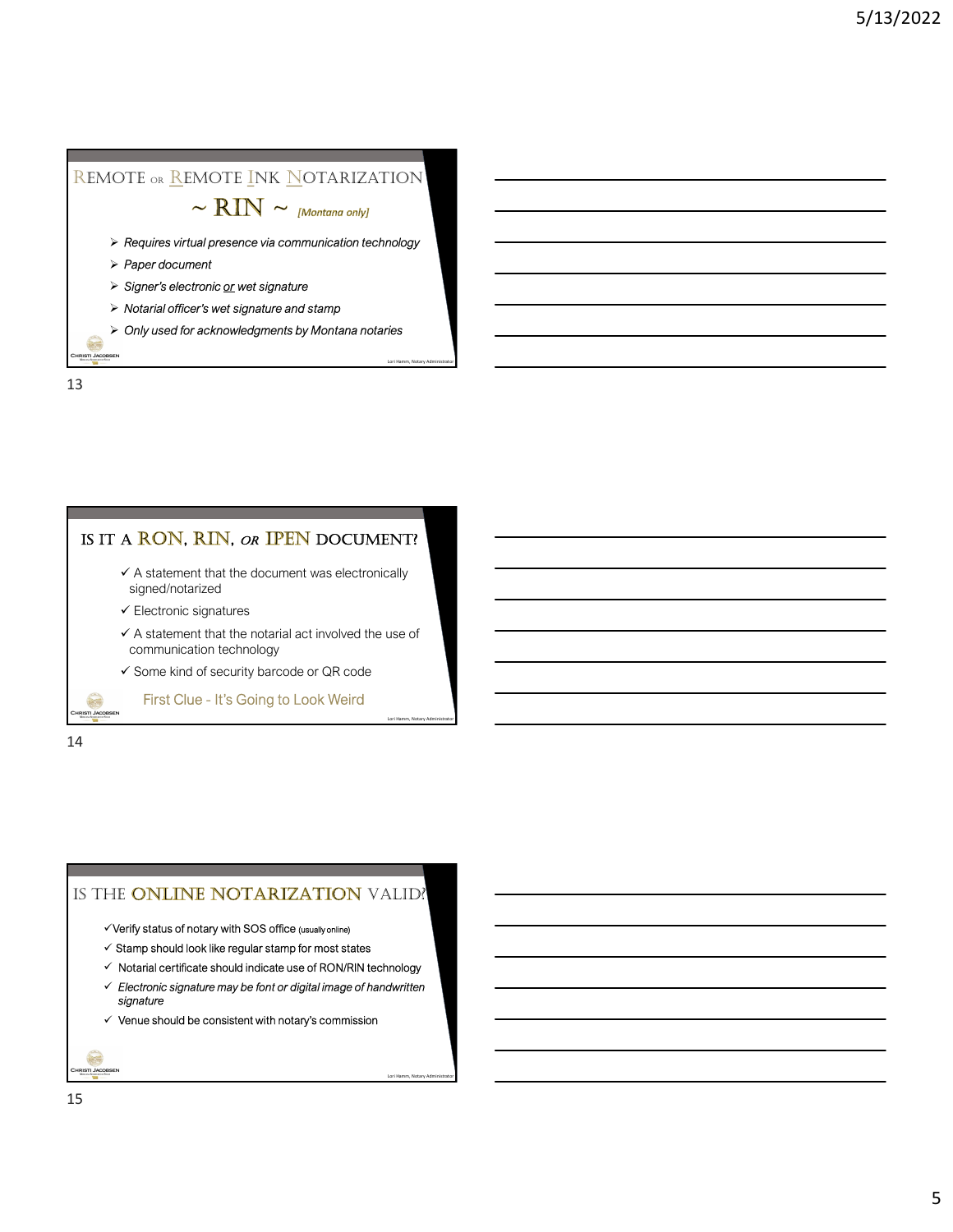## Remote or Remote Ink Notarization

## ~ RIN ~ *[Montana only]*

- *Requires virtual presence via communication technology*
- *Paper document*
- *Signer's electronic or wet signature*
- *Notarial officer's wet signature and stamp*
- *Only used for acknowledgments by Montana notaries*

Christi Jacobsen

Lori Hamm, Notary Administrator

## Is it a RON, RIN, *or* IPEN document?

- ✓ A statement that the document was electronically signed/notarized
- ✓ Electronic signatures
- ✓ A statement that the notarial act involved the use of communication technology
- ✓ Some kind of security barcode or QR code

First Clue - It's Going to Look Weird

Christi Jacobsen

Lori Hamm, Notary Administrator

## Is the Online Notarization Valid?

- ✓ Verify status of notary with SOS office (usually online)
- ✓ Stamp should look like regular stamp for most states
- ✓ Notarial certificate should indicate use of RON/RIN technology
- ✓ *Electronic signature may be font or digital image of handwritten signature*
- ✓ Venue should be consistent with notary's commission

Christi Jacobsen

Lori Hamm, Notary Administrator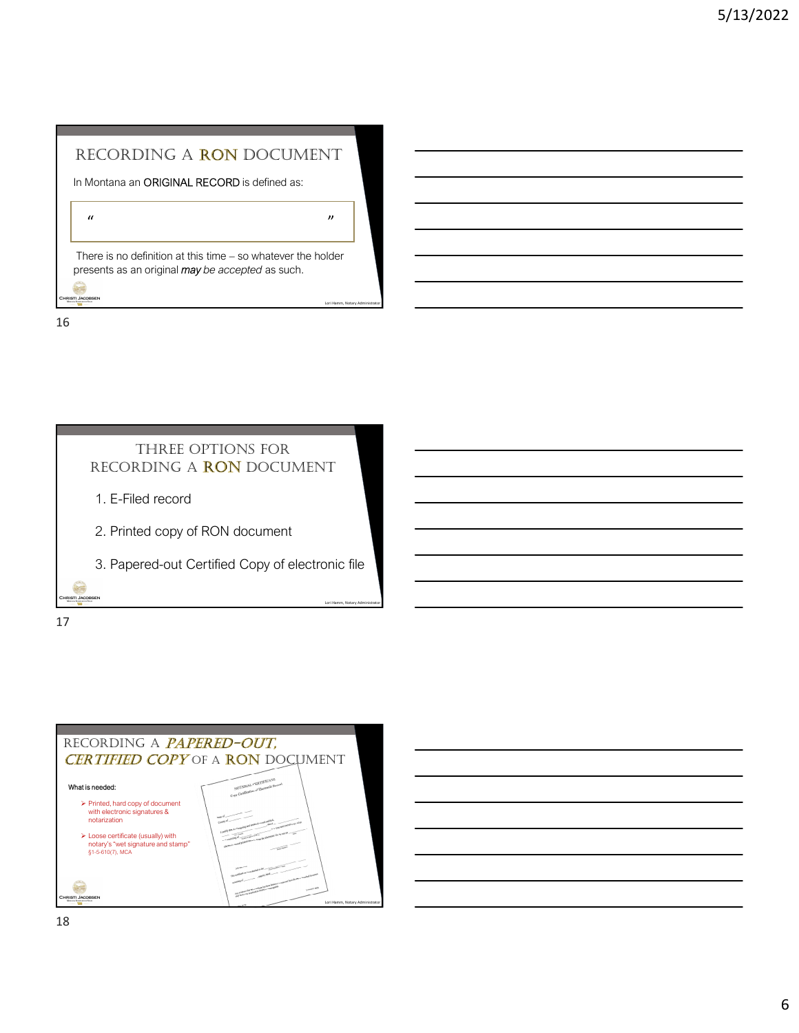## Recording a RON Document

In Montana an ORIGINAL RECORD is defined as:

> "                                                  "

There is no definition at this time – so whatever the holder presents as an original *may be accepted* as such.

Lori Hamm, Notary Administrator

16

## Three Options for Recording a RON Document

1. E-Filed record
2. Printed copy of RON document
3. Papered-out Certified Copy of electronic file

Lori Hamm, Notary Administrator

17

## Recording a *Papered-Out, Certified Copy* of a RON Document

What is needed:

- Printed, hard copy of document with electronic signatures & notarization
- Loose certificate (usually) with notary's "wet signature and stamp" §1-5-610(7), MCA

Lori Hamm, Notary Administrator

18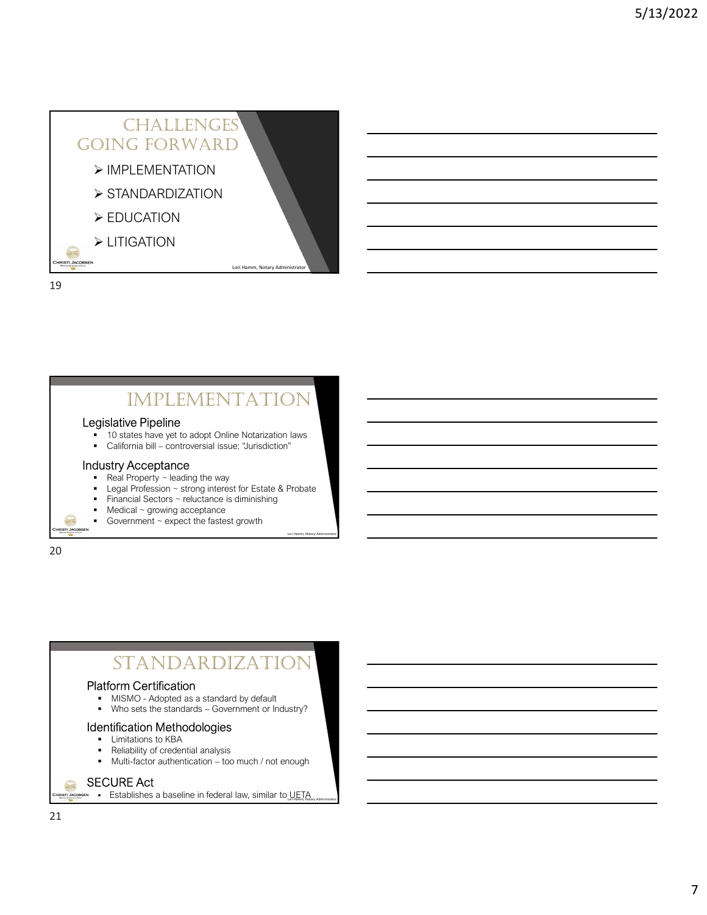# CHALLENGES GOING FORWARD

- IMPLEMENTATION
- STANDARDIZATION
- EDUCATION
- LITIGATION

Lori Hamm, Notary Administrator

19

# IMPLEMENTATION

### Legislative Pipeline

- 10 states have yet to adopt Online Notarization laws
- California bill – controversial issue: "Jurisdiction"

### Industry Acceptance

- Real Property ~ leading the way
- Legal Profession ~ strong interest for Estate & Probate
- Financial Sectors ~ reluctance is diminishing
- Medical ~ growing acceptance
- Government ~ expect the fastest growth

Lori Hamm, Notary Administrator

20

# STANDARDIZATION

### Platform Certification

- MISMO - Adopted as a standard by default
- Who sets the standards – Government or Industry?

### Identification Methodologies

- Limitations to KBA
- Reliability of credential analysis
- Multi-factor authentication – too much / not enough

### SECURE Act

- Establishes a baseline in federal law, similar to UETA

Lori Hamm, Notary Administrator

21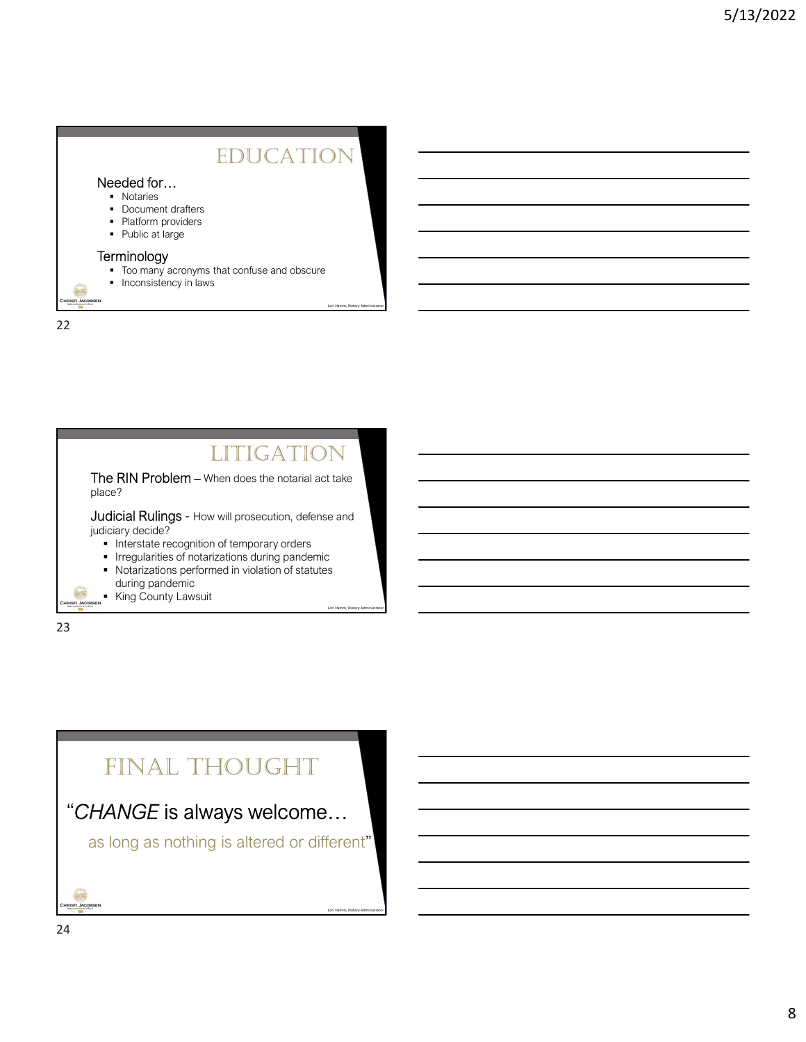# EDUCATION

## Needed for…

- Notaries
- Document drafters
- Platform providers
- Public at large

## Terminology

- Too many acronyms that confuse and obscure
- Inconsistency in laws

Lori Hamm, Notary Administrator

# LITIGATION

**The RIN Problem** – When does the notarial act take place?

**Judicial Rulings** - How will prosecution, defense and judiciary decide?

- Interstate recognition of temporary orders
- Irregularities of notarizations during pandemic
- Notarizations performed in violation of statutes during pandemic
- King County Lawsuit

Lori Hamm, Notary Administrator

# FINAL THOUGHT

"*CHANGE* is always welcome…

as long as nothing is altered or different"

Lori Hamm, Notary Administrator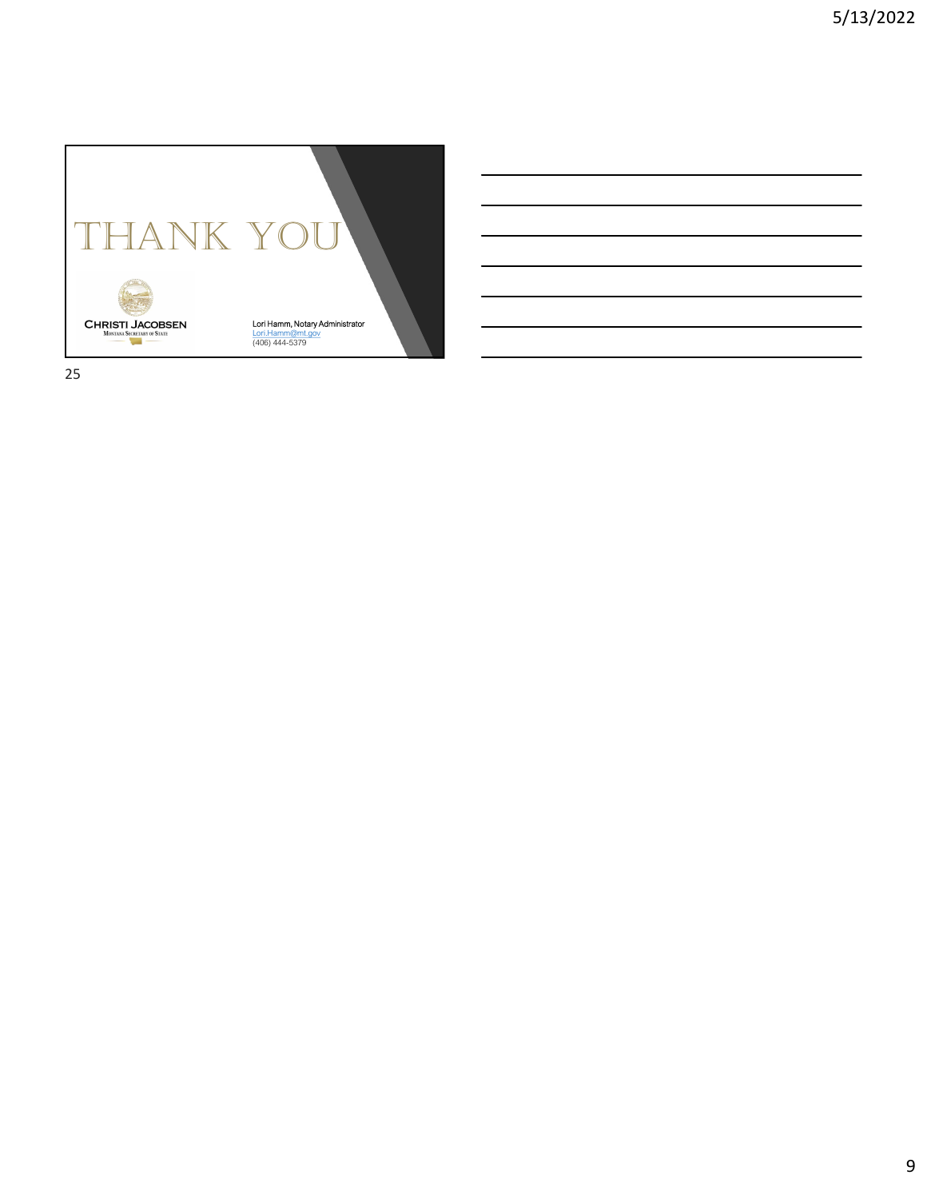# THANK YOU

**CHRISTI JACOBSEN**
MONTANA SECRETARY OF STATE

Lori Hamm, Notary Administrator
Lori.Hamm@mt.gov
(406) 444-5379

25